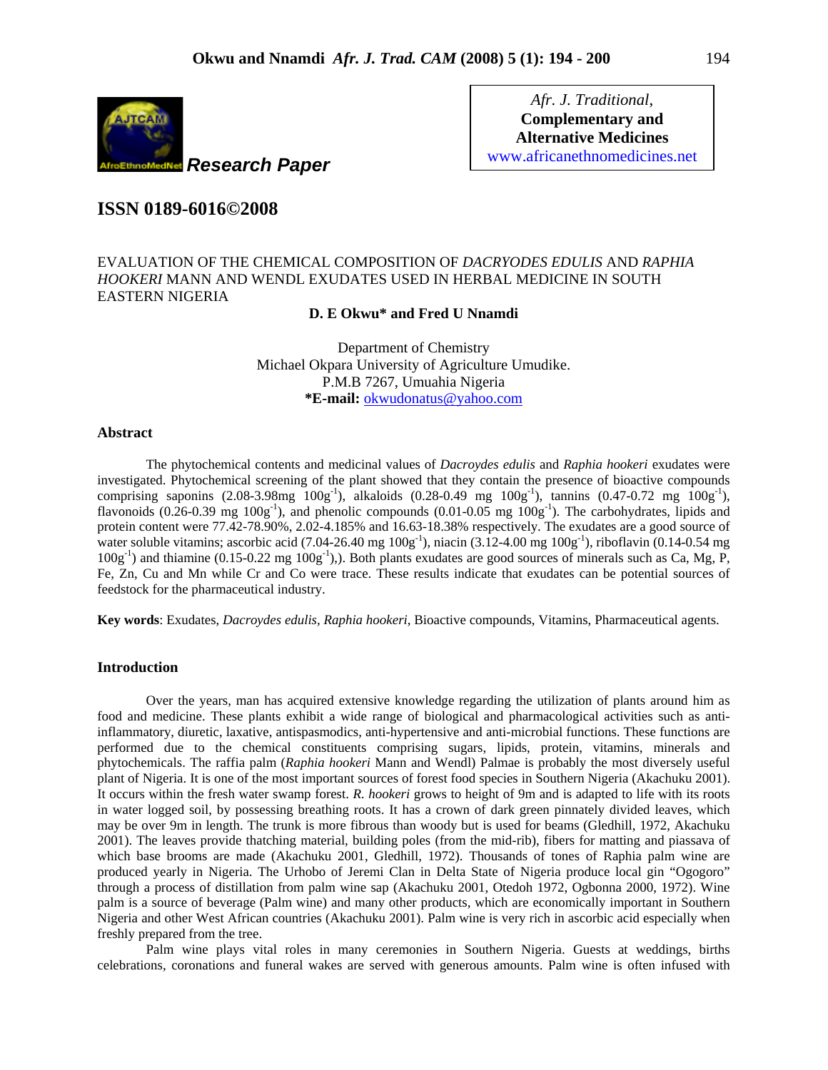*Research Paper*

Afr. J. Traditional, **Complementary and Alternative Medicines**
www.africanethnomedicines.net

## ISSN 0189-6016©2008

# EVALUATION OF THE CHEMICAL COMPOSITION OF *DACRYODES EDULIS* AND *RAPHIA HOOKERI* MANN AND WENDL EXUDATES USED IN HERBAL MEDICINE IN SOUTH EASTERN NIGERIA

**D. E Okwu\* and Fred U Nnamdi**

Department of Chemistry
Michael Okpara University of Agriculture Umudike.
P.M.B 7267, Umuahia Nigeria
**\*E-mail:** okwudonatus@yahoo.com

## Abstract

The phytochemical contents and medicinal values of *Dacroydes edulis* and *Raphia hookeri* exudates were investigated. Phytochemical screening of the plant showed that they contain the presence of bioactive compounds comprising saponins (2.08-3.98mg $100g^{-1}$), alkaloids (0.28-0.49 mg $100g^{-1}$), tannins (0.47-0.72 mg $100g^{-1}$), flavonoids (0.26-0.39 mg $100g^{-1}$), and phenolic compounds (0.01-0.05 mg $100g^{-1}$). The carbohydrates, lipids and protein content were 77.42-78.90%, 2.02-4.185% and 16.63-18.38% respectively. The exudates are a good source of water soluble vitamins; ascorbic acid (7.04-26.40 mg $100g^{-1}$), niacin (3.12-4.00 mg $100g^{-1}$), riboflavin (0.14-0.54 mg $100g^{-1}$) and thiamine (0.15-0.22 mg $100g^{-1}$),). Both plants exudates are good sources of minerals such as Ca, Mg, P, Fe, Zn, Cu and Mn while Cr and Co were trace. These results indicate that exudates can be potential sources of feedstock for the pharmaceutical industry.

**Key words**: Exudates, *Dacroydes edulis*, *Raphia hookeri*, Bioactive compounds, Vitamins, Pharmaceutical agents.

## Introduction

Over the years, man has acquired extensive knowledge regarding the utilization of plants around him as food and medicine. These plants exhibit a wide range of biological and pharmacological activities such as anti-inflammatory, diuretic, laxative, antispasmodics, anti-hypertensive and anti-microbial functions. These functions are performed due to the chemical constituents comprising sugars, lipids, protein, vitamins, minerals and phytochemicals. The raffia palm (*Raphia hookeri* Mann and Wendl) Palmae is probably the most diversely useful plant of Nigeria. It is one of the most important sources of forest food species in Southern Nigeria (Akachuku 2001). It occurs within the fresh water swamp forest. *R. hookeri* grows to height of 9m and is adapted to life with its roots in water logged soil, by possessing breathing roots. It has a crown of dark green pinnately divided leaves, which may be over 9m in length. The trunk is more fibrous than woody but is used for beams (Gledhill, 1972, Akachuku 2001). The leaves provide thatching material, building poles (from the mid-rib), fibers for matting and piassava of which base brooms are made (Akachuku 2001, Gledhill, 1972). Thousands of tones of Raphia palm wine are produced yearly in Nigeria. The Urhobo of Jeremi Clan in Delta State of Nigeria produce local gin "Ogogoro" through a process of distillation from palm wine sap (Akachuku 2001, Otedoh 1972, Ogbonna 2000, 1972). Wine palm is a source of beverage (Palm wine) and many other products, which are economically important in Southern Nigeria and other West African countries (Akachuku 2001). Palm wine is very rich in ascorbic acid especially when freshly prepared from the tree.

Palm wine plays vital roles in many ceremonies in Southern Nigeria. Guests at weddings, births celebrations, coronations and funeral wakes are served with generous amounts. Palm wine is often infused with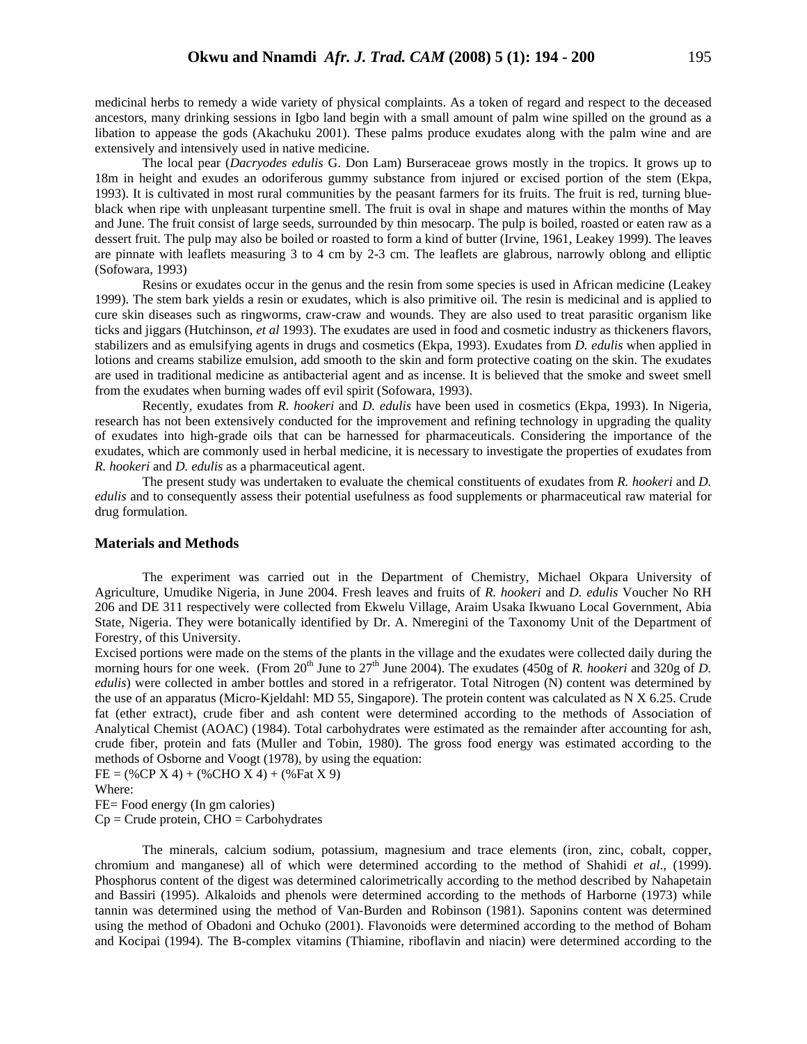medicinal herbs to remedy a wide variety of physical complaints. As a token of regard and respect to the deceased ancestors, many drinking sessions in Igbo land begin with a small amount of palm wine spilled on the ground as a libation to appease the gods (Akachuku 2001). These palms produce exudates along with the palm wine and are extensively and intensively used in native medicine.

The local pear (*Dacryodes edulis* G. Don Lam) Burseraceae grows mostly in the tropics. It grows up to 18m in height and exudes an odoriferous gummy substance from injured or excised portion of the stem (Ekpa, 1993). It is cultivated in most rural communities by the peasant farmers for its fruits. The fruit is red, turning blue-black when ripe with unpleasant turpentine smell. The fruit is oval in shape and matures within the months of May and June. The fruit consist of large seeds, surrounded by thin mesocarp. The pulp is boiled, roasted or eaten raw as a dessert fruit. The pulp may also be boiled or roasted to form a kind of butter (Irvine, 1961, Leakey 1999). The leaves are pinnate with leaflets measuring 3 to 4 cm by 2-3 cm. The leaflets are glabrous, narrowly oblong and elliptic (Sofowara, 1993)

Resins or exudates occur in the genus and the resin from some species is used in African medicine (Leakey 1999). The stem bark yields a resin or exudates, which is also primitive oil. The resin is medicinal and is applied to cure skin diseases such as ringworms, craw-craw and wounds. They are also used to treat parasitic organism like ticks and jiggars (Hutchinson, *et al* 1993). The exudates are used in food and cosmetic industry as thickeners flavors, stabilizers and as emulsifying agents in drugs and cosmetics (Ekpa, 1993). Exudates from *D. edulis* when applied in lotions and creams stabilize emulsion, add smooth to the skin and form protective coating on the skin. The exudates are used in traditional medicine as antibacterial agent and as incense. It is believed that the smoke and sweet smell from the exudates when burning wades off evil spirit (Sofowara, 1993).

Recently, exudates from *R. hookeri* and *D. edulis* have been used in cosmetics (Ekpa, 1993). In Nigeria, research has not been extensively conducted for the improvement and refining technology in upgrading the quality of exudates into high-grade oils that can be harnessed for pharmaceuticals. Considering the importance of the exudates, which are commonly used in herbal medicine, it is necessary to investigate the properties of exudates from *R. hookeri* and *D. edulis* as a pharmaceutical agent.

The present study was undertaken to evaluate the chemical constituents of exudates from *R. hookeri* and *D. edulis* and to consequently assess their potential usefulness as food supplements or pharmaceutical raw material for drug formulation.

## Materials and Methods

The experiment was carried out in the Department of Chemistry, Michael Okpara University of Agriculture, Umudike Nigeria, in June 2004. Fresh leaves and fruits of *R. hookeri* and *D. edulis* Voucher No RH 206 and DE 311 respectively were collected from Ekwelu Village, Araim Usaka Ikwuano Local Government, Abia State, Nigeria. They were botanically identified by Dr. A. Nmeregini of the Taxonomy Unit of the Department of Forestry, of this University.

Excised portions were made on the stems of the plants in the village and the exudates were collected daily during the morning hours for one week. (From 20th June to 27th June 2004). The exudates (450g of *R. hookeri* and 320g of *D. edulis*) were collected in amber bottles and stored in a refrigerator. Total Nitrogen (N) content was determined by the use of an apparatus (Micro-Kjeldahl: MD 55, Singapore). The protein content was calculated as N X 6.25. Crude fat (ether extract), crude fiber and ash content were determined according to the methods of Association of Analytical Chemist (AOAC) (1984). Total carbohydrates were estimated as the remainder after accounting for ash, crude fiber, protein and fats (Muller and Tobin, 1980). The gross food energy was estimated according to the methods of Osborne and Voogt (1978), by using the equation:

$$FE = (\%CP \times 4) + (\%CHO \times 4) + (\%Fat \times 9)$$

Where:

FE= Food energy (In gm calories)

Cp = Crude protein, CHO = Carbohydrates

The minerals, calcium sodium, potassium, magnesium and trace elements (iron, zinc, cobalt, copper, chromium and manganese) all of which were determined according to the method of Shahidi *et al*., (1999). Phosphorus content of the digest was determined calorimetrically according to the method described by Nahapetain and Bassiri (1995). Alkaloids and phenols were determined according to the methods of Harborne (1973) while tannin was determined using the method of Van-Burden and Robinson (1981). Saponins content was determined using the method of Obadoni and Ochuko (2001). Flavonoids were determined according to the method of Boham and Kocipai (1994). The B-complex vitamins (Thiamine, riboflavin and niacin) were determined according to the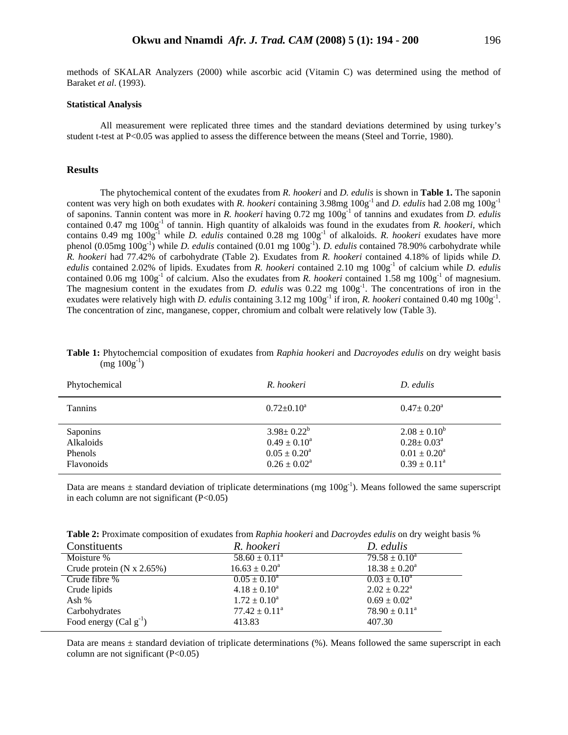methods of SKALAR Analyzers (2000) while ascorbic acid (Vitamin C) was determined using the method of Baraket *et al*. (1993).

**Statistical Analysis**

All measurement were replicated three times and the standard deviations determined by using turkey's student t-test at P<0.05 was applied to assess the difference between the means (Steel and Torrie, 1980).

## Results

The phytochemical content of the exudates from *R. hookeri* and *D. edulis* is shown in **Table 1.** The saponin content was very high on both exudates with *R. hookeri* containing 3.98mg $100g^{-1}$ and *D. edulis* had 2.08 mg $100g^{-1}$ of saponins. Tannin content was more in *R. hookeri* having 0.72 mg $100g^{-1}$ of tannins and exudates from *D. edulis* contained 0.47 mg $100g^{-1}$ of tannin. High quantity of alkaloids was found in the exudates from *R. hookeri,* which contains 0.49 mg $100g^{-1}$ while *D. edulis* contained 0.28 mg $100g^{-1}$ of alkaloids. *R. hookeri* exudates have more phenol (0.05mg $100g^{-1}$) while *D. edulis* contained (0.01 mg $100g^{-1}$). *D. edulis* contained 78.90% carbohydrate while *R. hookeri* had 77.42% of carbohydrate (Table 2). Exudates from *R. hookeri* contained 4.18% of lipids while *D. edulis* contained 2.02% of lipids. Exudates from *R. hookeri* contained 2.10 mg $100g^{-1}$ of calcium while *D. edulis* contained 0.06 mg $100g^{-1}$ of calcium. Also the exudates from *R. hookeri* contained 1.58 mg $100g^{-1}$ of magnesium. The magnesium content in the exudates from *D. edulis* was 0.22 mg $100g^{-1}$. The concentrations of iron in the exudates were relatively high with *D. edulis* containing 3.12 mg $100g^{-1}$ if iron, *R. hookeri* contained 0.40 mg $100g^{-1}$. The concentration of zinc, manganese, copper, chromium and colbalt were relatively low (Table 3).

**Table 1:** Phytochemcial composition of exudates from *Raphia hookeri* and *Dacroyodes edulis* on dry weight basis (mg $100g^{-1}$)

| Phytochemical | *R. hookeri* | *D. edulis* |
|---|---|---|
| Tannins | $0.72\pm0.10^{a}$ | $0.47\pm 0.20^{a}$ |
| Saponins | $3.98\pm 0.22^{b}$ | $2.08 \pm 0.10^{b}$ |
| Alkaloids | $0.49 \pm 0.10^{a}$ | $0.28\pm 0.03^{a}$ |
| Phenols | $0.05 \pm 0.20^{a}$ | $0.01 \pm 0.20^{a}$ |
| Flavonoids | $0.26 \pm 0.02^{a}$ | $0.39 \pm 0.11^{a}$ |

Data are means ± standard deviation of triplicate determinations (mg $100g^{-1}$). Means followed the same superscript in each column are not significant (P<0.05)

**Table 2:** Proximate composition of exudates from *Raphia hookeri* and *Dacroydes edulis* on dry weight basis %

| Constituents | *R. hookeri* | *D. edulis* |
|---|---|---|
| Moisture % | $58.60 \pm 0.11^{a}$ | $79.58 \pm 0.10^{a}$ |
| Crude protein (N x 2.65%) | $16.63 \pm 0.20^{a}$ | $18.38 \pm 0.20^{a}$ |
| Crude fibre % | $0.05 \pm 0.10^{a}$ | $0.03 \pm 0.10^{a}$ |
| Crude lipids | $4.18 \pm 0.10^{a}$ | $2.02 \pm 0.22^{a}$ |
| Ash % | $1.72 \pm 0.10^{a}$ | $0.69 \pm 0.02^{a}$ |
| Carbohydrates | $77.42 \pm 0.11^{a}$ | $78.90 \pm 0.11^{a}$ |
| Food energy (Cal $g^{-1}$) | 413.83 | 407.30 |

Data are means ± standard deviation of triplicate determinations (%). Means followed the same superscript in each column are not significant (P<0.05)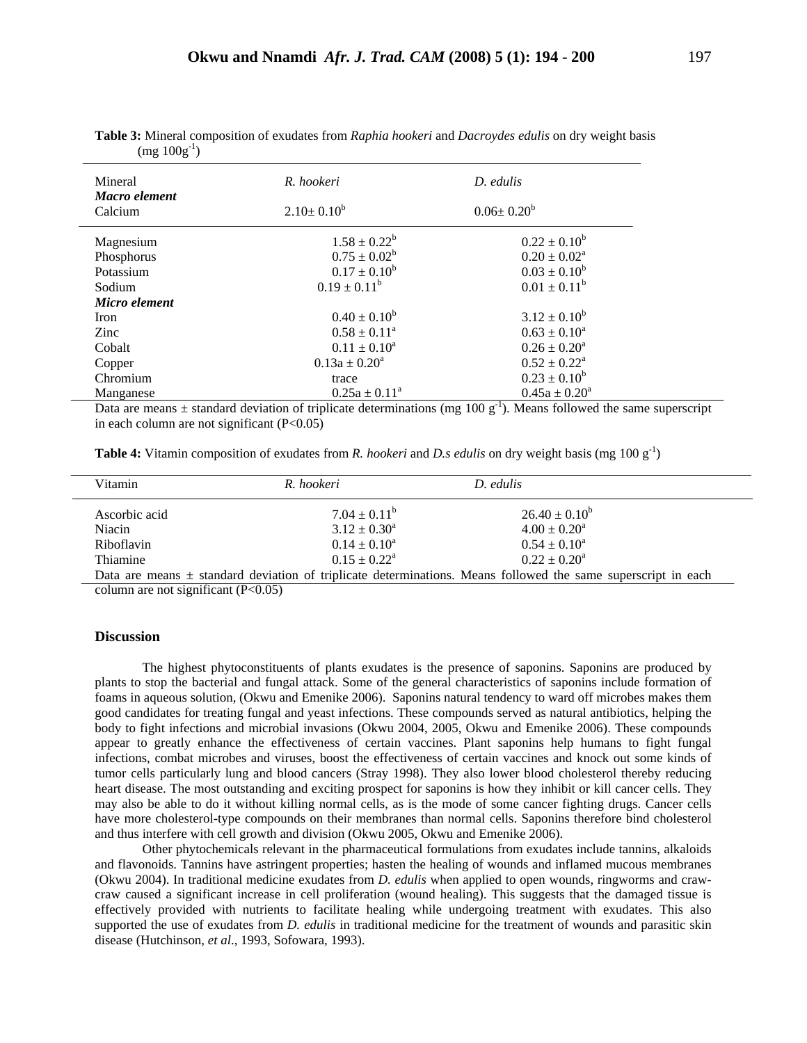**Table 3:** Mineral composition of exudates from *Raphia hookeri* and *Dacroydes edulis* on dry weight basis (mg $100g^{-1}$)

| Mineral | *R. hookeri* | *D. edulis* |
|---|---|---|
| ***Macro element*** | | |
| Calcium | $2.10\pm 0.10^{b}$ | $0.06\pm 0.20^{b}$ |
| Magnesium | $1.58 \pm 0.22^{b}$ | $0.22 \pm 0.10^{b}$ |
| Phosphorus | $0.75 \pm 0.02^{b}$ | $0.20 \pm 0.02^{a}$ |
| Potassium | $0.17 \pm 0.10^{b}$ | $0.03 \pm 0.10^{b}$ |
| Sodium | $0.19 \pm 0.11^{b}$ | $0.01 \pm 0.11^{b}$ |
| ***Micro element*** | | |
| Iron | $0.40 \pm 0.10^{b}$ | $3.12 \pm 0.10^{b}$ |
| Zinc | $0.58 \pm 0.11^{a}$ | $0.63 \pm 0.10^{a}$ |
| Cobalt | $0.11 \pm 0.10^{a}$ | $0.26 \pm 0.20^{a}$ |
| Copper | $0.13a \pm 0.20^{a}$ | $0.52 \pm 0.22^{a}$ |
| Chromium | trace | $0.23 \pm 0.10^{b}$ |
| Manganese | $0.25a \pm 0.11^{a}$ | $0.45a \pm 0.20^{a}$ |

Data are means ± standard deviation of triplicate determinations (mg 100 $g^{-1}$). Means followed the same superscript in each column are not significant ($P<0.05$)

**Table 4:** Vitamin composition of exudates from *R. hookeri* and *D.s edulis* on dry weight basis (mg 100 $g^{-1}$)

| Vitamin | *R. hookeri* | *D. edulis* |
|---|---|---|
| Ascorbic acid | $7.04 \pm 0.11^{b}$ | $26.40 \pm 0.10^{b}$ |
| Niacin | $3.12 \pm 0.30^{a}$ | $4.00 \pm 0.20^{a}$ |
| Riboflavin | $0.14 \pm 0.10^{a}$ | $0.54 \pm 0.10^{a}$ |
| Thiamine | $0.15 \pm 0.22^{a}$ | $0.22 \pm 0.20^{a}$ |

Data are means ± standard deviation of triplicate determinations. Means followed the same superscript in each column are not significant ($P<0.05$)

## Discussion

The highest phytoconstituents of plants exudates is the presence of saponins. Saponins are produced by plants to stop the bacterial and fungal attack. Some of the general characteristics of saponins include formation of foams in aqueous solution, (Okwu and Emenike 2006). Saponins natural tendency to ward off microbes makes them good candidates for treating fungal and yeast infections. These compounds served as natural antibiotics, helping the body to fight infections and microbial invasions (Okwu 2004, 2005, Okwu and Emenike 2006). These compounds appear to greatly enhance the effectiveness of certain vaccines. Plant saponins help humans to fight fungal infections, combat microbes and viruses, boost the effectiveness of certain vaccines and knock out some kinds of tumor cells particularly lung and blood cancers (Stray 1998). They also lower blood cholesterol thereby reducing heart disease. The most outstanding and exciting prospect for saponins is how they inhibit or kill cancer cells. They may also be able to do it without killing normal cells, as is the mode of some cancer fighting drugs. Cancer cells have more cholesterol-type compounds on their membranes than normal cells. Saponins therefore bind cholesterol and thus interfere with cell growth and division (Okwu 2005, Okwu and Emenike 2006).

Other phytochemicals relevant in the pharmaceutical formulations from exudates include tannins, alkaloids and flavonoids. Tannins have astringent properties; hasten the healing of wounds and inflamed mucous membranes (Okwu 2004). In traditional medicine exudates from *D. edulis* when applied to open wounds, ringworms and craw-craw caused a significant increase in cell proliferation (wound healing). This suggests that the damaged tissue is effectively provided with nutrients to facilitate healing while undergoing treatment with exudates. This also supported the use of exudates from *D. edulis* in traditional medicine for the treatment of wounds and parasitic skin disease (Hutchinson, *et al*., 1993, Sofowara, 1993).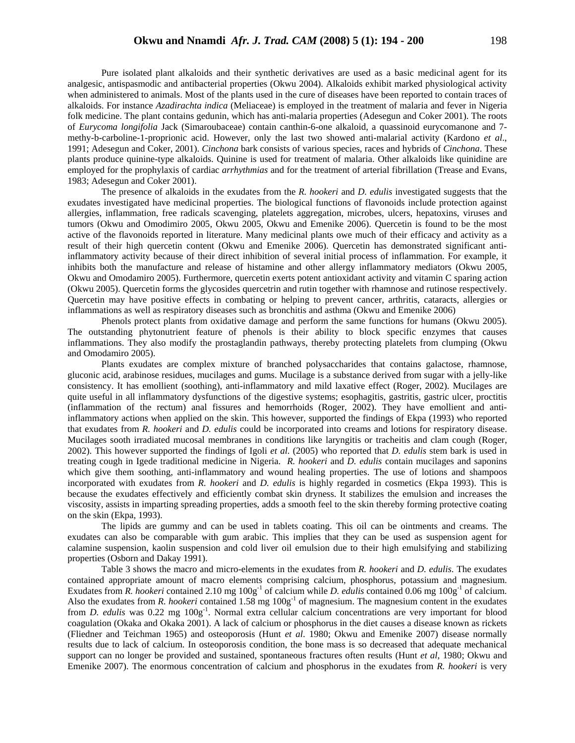Pure isolated plant alkaloids and their synthetic derivatives are used as a basic medicinal agent for its analgesic, antispasmodic and antibacterial properties (Okwu 2004). Alkaloids exhibit marked physiological activity when administered to animals. Most of the plants used in the cure of diseases have been reported to contain traces of alkaloids. For instance *Azadirachta indica* (Meliaceae) is employed in the treatment of malaria and fever in Nigeria folk medicine. The plant contains gedunin, which has anti-malaria properties (Adesegun and Coker 2001). The roots of *Eurycoma longifolia* Jack (Simaroubaceae) contain canthin-6-one alkaloid, a quassinoid eurycomanone and 7-methy-b-carboline-1-proprionic acid. However, only the last two showed anti-malarial activity (Kardono *et al*., 1991; Adesegun and Coker, 2001). *Cinchona* bark consists of various species, races and hybrids of *Cinchona*. These plants produce quinine-type alkaloids. Quinine is used for treatment of malaria. Other alkaloids like quinidine are employed for the prophylaxis of cardiac *arrhythmias* and for the treatment of arterial fibrillation (Trease and Evans, 1983; Adesegun and Coker 2001).

The presence of alkaloids in the exudates from the *R. hookeri* and *D. edulis* investigated suggests that the exudates investigated have medicinal properties. The biological functions of flavonoids include protection against allergies, inflammation, free radicals scavenging, platelets aggregation, microbes, ulcers, hepatoxins, viruses and tumors (Okwu and Omodimiro 2005, Okwu 2005, Okwu and Emenike 2006). Quercetin is found to be the most active of the flavonoids reported in literature. Many medicinal plants owe much of their efficacy and activity as a result of their high quercetin content (Okwu and Emenike 2006). Quercetin has demonstrated significant anti-inflammatory activity because of their direct inhibition of several initial process of inflammation. For example, it inhibits both the manufacture and release of histamine and other allergy inflammatory mediators (Okwu 2005, Okwu and Omodamiro 2005). Furthermore, quercetin exerts potent antioxidant activity and vitamin C sparing action (Okwu 2005). Quercetin forms the glycosides quercetrin and rutin together with rhamnose and rutinose respectively. Quercetin may have positive effects in combating or helping to prevent cancer, arthritis, cataracts, allergies or inflammations as well as respiratory diseases such as bronchitis and asthma (Okwu and Emenike 2006)

Phenols protect plants from oxidative damage and perform the same functions for humans (Okwu 2005). The outstanding phytonutrient feature of phenols is their ability to block specific enzymes that causes inflammations. They also modify the prostaglandin pathways, thereby protecting platelets from clumping (Okwu and Omodamiro 2005).

Plants exudates are complex mixture of branched polysaccharides that contains galactose, rhamnose, gluconic acid, arabinose residues, mucilages and gums. Mucilage is a substance derived from sugar with a jelly-like consistency. It has emollient (soothing), anti-inflammatory and mild laxative effect (Roger, 2002). Mucilages are quite useful in all inflammatory dysfunctions of the digestive systems; esophagitis, gastritis, gastric ulcer, proctitis (inflammation of the rectum) anal fissures and hemorrhoids (Roger, 2002). They have emollient and anti-inflammatory actions when applied on the skin. This however, supported the findings of Ekpa (1993) who reported that exudates from *R. hookeri* and *D. edulis* could be incorporated into creams and lotions for respiratory disease. Mucilages sooth irradiated mucosal membranes in conditions like laryngitis or tracheitis and clam cough (Roger, 2002). This however supported the findings of Igoli *et al.* (2005) who reported that *D. edulis* stem bark is used in treating cough in Igede traditional medicine in Nigeria. *R. hookeri* and *D. edulis* contain mucilages and saponins which give them soothing, anti-inflammatory and wound healing properties. The use of lotions and shampoos incorporated with exudates from *R. hookeri* and *D. edulis* is highly regarded in cosmetics (Ekpa 1993). This is because the exudates effectively and efficiently combat skin dryness. It stabilizes the emulsion and increases the viscosity, assists in imparting spreading properties, adds a smooth feel to the skin thereby forming protective coating on the skin (Ekpa, 1993).

The lipids are gummy and can be used in tablets coating. This oil can be ointments and creams. The exudates can also be comparable with gum arabic. This implies that they can be used as suspension agent for calamine suspension, kaolin suspension and cold liver oil emulsion due to their high emulsifying and stabilizing properties (Osborn and Dakay 1991).

Table 3 shows the macro and micro-elements in the exudates from *R. hookeri* and *D. edulis*. The exudates contained appropriate amount of macro elements comprising calcium, phosphorus, potassium and magnesium. Exudates from *R. hookeri* contained 2.10 mg $100g^{-1}$ of calcium while *D. edulis* contained 0.06 mg $100g^{-1}$ of calcium. Also the exudates from *R. hookeri* contained 1.58 mg $100g^{-1}$ of magnesium. The magnesium content in the exudates from *D. edulis* was 0.22 mg $100g^{-1}$. Normal extra cellular calcium concentrations are very important for blood coagulation (Okaka and Okaka 2001). A lack of calcium or phosphorus in the diet causes a disease known as rickets (Fliedner and Teichman 1965) and osteoporosis (Hunt *et al*. 1980; Okwu and Emenike 2007) disease normally results due to lack of calcium. In osteoporosis condition, the bone mass is so decreased that adequate mechanical support can no longer be provided and sustained, spontaneous fractures often results (Hunt *et al*, 1980; Okwu and Emenike 2007). The enormous concentration of calcium and phosphorus in the exudates from *R. hookeri* is very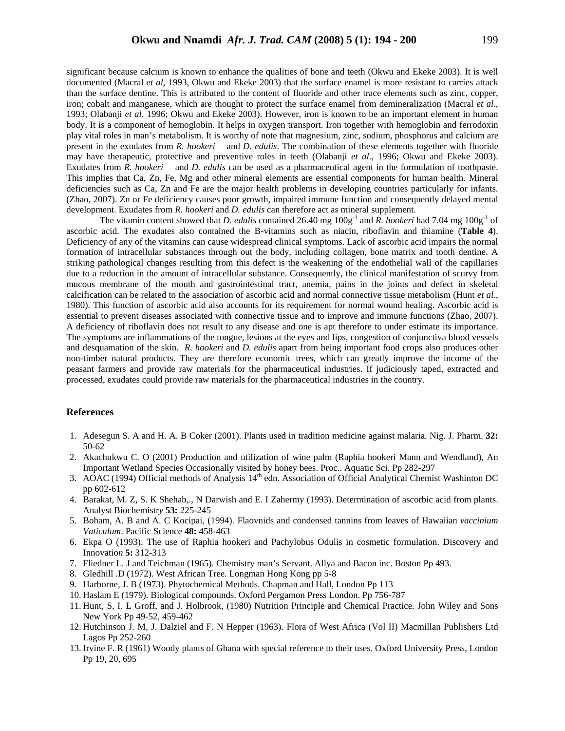significant because calcium is known to enhance the qualities of bone and teeth (Okwu and Ekeke 2003). It is well documented (Macral *et al*, 1993, Okwu and Ekeke 2003) that the surface enamel is more resistant to carries attack than the surface dentine. This is attributed to the content of fluoride and other trace elements such as zinc, copper, iron; cobalt and manganese, which are thought to protect the surface enamel from demineralization (Macral *et al*., 1993; Olabanji *et al*. 1996; Okwu and Ekeke 2003). However, iron is known to be an important element in human body. It is a component of hemoglobin. It helps in oxygen transport. Iron together with hemoglobin and ferrodoxin play vital roles in man's metabolism. It is worthy of note that magnesium, zinc, sodium, phosphorus and calcium are present in the exudates from *R. hookeri* and *D. edulis*. The combination of these elements together with fluoride may have therapeutic, protective and preventive roles in teeth (Olabanji *et al*., 1996; Okwu and Ekeke 2003). Exudates from *R. hookeri* and *D. edulis* can be used as a pharmaceutical agent in the formulation of toothpaste. This implies that Ca, Zn, Fe, Mg and other mineral elements are essential components for human health. Mineral deficiencies such as Ca, Zn and Fe are the major health problems in developing countries particularly for infants. (Zhao, 2007). Zn or Fe deficiency causes poor growth, impaired immune function and consequently delayed mental development. Exudates from *R. hookeri* and *D. edulis* can therefore act as mineral supplement.

The vitamin content showed that *D. edulis* contained 26.40 mg $100g^{-1}$ and *R. hookeri* had 7.04 mg $100g^{-1}$ of ascorbic acid. The exudates also contained the B-vitamins such as niacin, riboflavin and thiamine (**Table 4**). Deficiency of any of the vitamins can cause widespread clinical symptoms. Lack of ascorbic acid impairs the normal formation of intracellular substances through out the body, including collagen, bone matrix and tooth dentine. A striking pathological changes resulting from this defect is the weakening of the endothelial wall of the capillaries due to a reduction in the amount of intracellular substance. Consequently, the clinical manifestation of scurvy from mucous membrane of the mouth and gastrointestinal tract, anemia, pains in the joints and defect in skeletal calcification can be related to the association of ascorbic acid and normal connective tissue metabolism (Hunt *et al*., 1980). This function of ascorbic acid also accounts for its requirement for normal wound healing. Ascorbic acid is essential to prevent diseases associated with connective tissue and to improve and immune functions (Zhao, 2007). A deficiency of riboflavin does not result to any disease and one is apt therefore to under estimate its importance. The symptoms are inflammations of the tongue, lesions at the eyes and lips, congestion of conjunctiva blood vessels and desquamation of the skin. *R. hookeri* and *D. edulis* apart from being important food crops also produces other non-timber natural products. They are therefore economic trees, which can greatly improve the income of the peasant farmers and provide raw materials for the pharmaceutical industries. If judiciously taped, extracted and processed, exudates could provide raw materials for the pharmaceutical industries in the country.

## References

1. Adesegun S. A and H. A. B Coker (2001). Plants used in tradition medicine against malaria. Nig. J. Pharm. **32:** 50-62
2. Akachukwu C. O (2001) Production and utilization of wine palm (Raphia hookeri Mann and Wendland), An Important Wetland Species Occasionally visited by honey bees. Proc.. Aquatic Sci. Pp 282-297
3. AOAC (1994) Official methods of Analysis 14th edn. Association of Official Analytical Chemist Washinton DC pp 602-612
4. Barakat, M. Z, S. K Shehab,., N Darwish and E. I Zahermy (1993). Determination of ascorbic acid from plants. Analyst Biochemistr*y* **53:** 225-245
5. Boham, A. B and A. C Kocipai, (1994). Flaovnids and condensed tannins from leaves of Hawaiian *vaccinium Vaticulum*. Pacific Science **48:** 458-463
6. Ekpa O (1993). The use of Raphia hookeri and Pachylobus Odulis in cosmetic formulation. Discovery and Innovatio*n* **5:** 312-313
7. Fliedner L. J and Teichman (1965). Chemistry man's Servant. Allya and Bacon inc. Boston Pp 493.
8. Gledhill .D (1972). West African Tree. Longman Hong Kong pp 5-8
9. Harborne, J. B (1973). Phytochemical Methods. Chapman and Hall, London Pp 113
10. Haslam E (1979). Biological compounds. Oxford Pergamon Press London. Pp 756-787
11. Hunt, S, I. L Groff, and J. Holbrook, (1980) Nutrition Principle and Chemical Practice. John Wiley and Sons New York Pp 49-52, 459-462
12. Hutchinson J. M, J. Dalziel and F. N Hepper (1963). Flora of West Africa (Vol II) Macmillan Publishers Ltd Lagos Pp 252-260
13. Irvine F. R (1961) Woody plants of Ghana with special reference to their uses. Oxford University Press, London Pp 19, 20, 695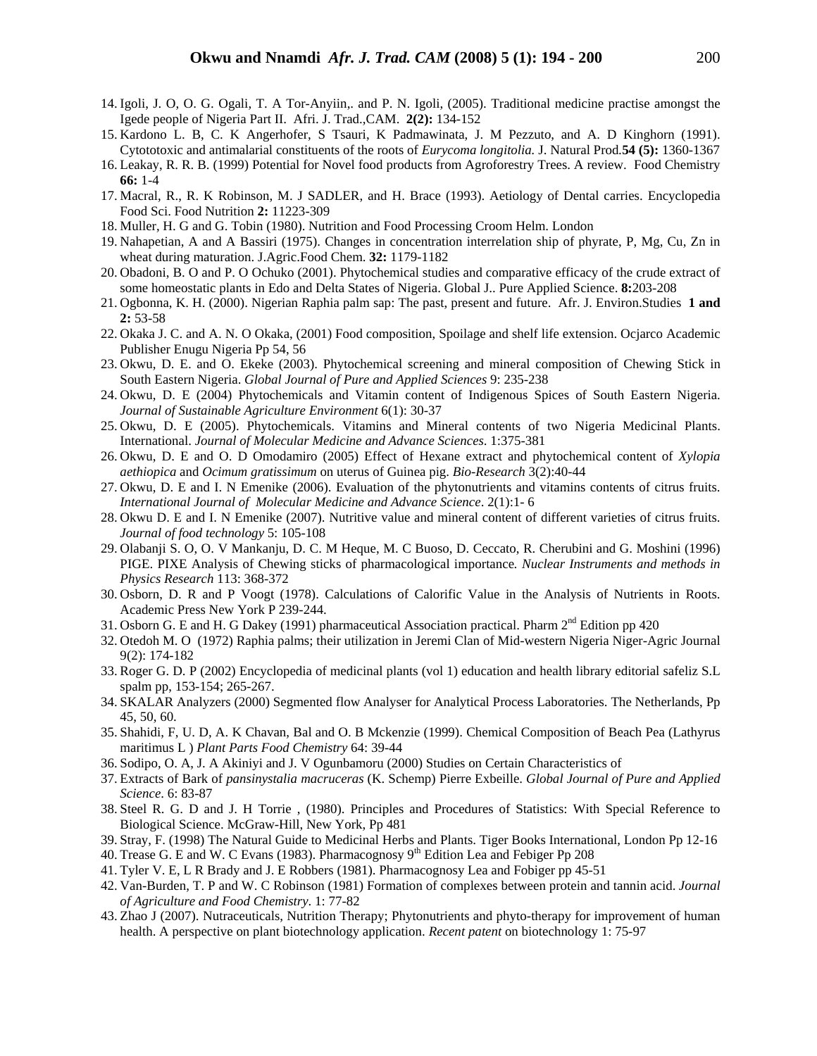14. Igoli, J. O, O. G. Ogali, T. A Tor-Anyiin,. and P. N. Igoli, (2005). Traditional medicine practise amongst the Igede people of Nigeria Part II. Afri. J. Trad.,CAM. **2(2):** 134-152
15. Kardono L. B, C. K Angerhofer, S Tsauri, K Padmawinata, J. M Pezzuto, and A. D Kinghorn (1991). Cytototoxic and antimalarial constituents of the roots of *Eurycoma longitolia.* J. Natural Prod.**54 (5):** 1360-1367
16. Leakay, R. R. B. (1999) Potential for Novel food products from Agroforestry Trees. A review. Food Chemistry **66:** 1-4
17. Macral, R., R. K Robinson, M. J SADLER, and H. Brace (1993). Aetiology of Dental carries. Encyclopedia Food Sci. Food Nutrition **2:** 11223-309
18. Muller, H. G and G. Tobin (1980). Nutrition and Food Processing Croom Helm. London
19. Nahapetian, A and A Bassiri (1975). Changes in concentration interrelation ship of phyrate, P, Mg, Cu, Zn in wheat during maturation. J.Agric.Food Chem. **32:** 1179-1182
20. Obadoni, B. O and P. O Ochuko (2001). Phytochemical studies and comparative efficacy of the crude extract of some homeostatic plants in Edo and Delta States of Nigeria. Global J.. Pure Applied Science. **8:**203-208
21. Ogbonna, K. H. (2000). Nigerian Raphia palm sap: The past, present and future. Afr. J. Environ.Studies **1 and 2:** 53-58
22. Okaka J. C. and A. N. O Okaka, (2001) Food composition, Spoilage and shelf life extension. Ocjarco Academic Publisher Enugu Nigeria Pp 54, 56
23. Okwu, D. E. and O. Ekeke (2003). Phytochemical screening and mineral composition of Chewing Stick in South Eastern Nigeria. *Global Journal of Pure and Applied Sciences* 9: 235-238
24. Okwu, D. E (2004) Phytochemicals and Vitamin content of Indigenous Spices of South Eastern Nigeria. *Journal of Sustainable Agriculture Environment* 6(1): 30-37
25. Okwu, D. E (2005). Phytochemicals. Vitamins and Mineral contents of two Nigeria Medicinal Plants. International. *Journal of Molecular Medicine and Advance Sciences*. 1:375-381
26. Okwu, D. E and O. D Omodamiro (2005) Effect of Hexane extract and phytochemical content of *Xylopia aethiopica* and *Ocimum gratissimum* on uterus of Guinea pig. *Bio-Research* 3(2):40-44
27. Okwu, D. E and I. N Emenike (2006). Evaluation of the phytonutrients and vitamins contents of citrus fruits. *International Journal of Molecular Medicine and Advance Science*. 2(1):1- 6
28. Okwu D. E and I. N Emenike (2007). Nutritive value and mineral content of different varieties of citrus fruits. *Journal of food technology* 5: 105-108
29. Olabanji S. O, O. V Mankanju, D. C. M Heque, M. C Buoso, D. Ceccato, R. Cherubini and G. Moshini (1996) PIGE. PIXE Analysis of Chewing sticks of pharmacological importance*. Nuclear Instruments and methods in Physics Research* 113: 368-372
30. Osborn, D. R and P Voogt (1978). Calculations of Calorific Value in the Analysis of Nutrients in Roots. Academic Press New York P 239-244.
31. Osborn G. E and H. G Dakey (1991) pharmaceutical Association practical. Pharm 2nd Edition pp 420
32. Otedoh M. O (1972) Raphia palms; their utilization in Jeremi Clan of Mid-western Nigeria Niger-Agric Journal 9(2): 174-182
33. Roger G. D. P (2002) Encyclopedia of medicinal plants (vol 1) education and health library editorial safeliz S.L spalm pp, 153-154; 265-267.
34. SKALAR Analyzers (2000) Segmented flow Analyser for Analytical Process Laboratories. The Netherlands, Pp 45, 50, 60.
35. Shahidi, F, U. D, A. K Chavan, Bal and O. B Mckenzie (1999). Chemical Composition of Beach Pea (Lathyrus maritimus L ) *Plant Parts Food Chemistry* 64: 39-44
36. Sodipo, O. A, J. A Akiniyi and J. V Ogunbamoru (2000) Studies on Certain Characteristics of
37. Extracts of Bark of *pansinystalia macruceras* (K. Schemp) Pierre Exbeille. *Global Journal of Pure and Applied Science*. 6: 83-87
38. Steel R. G. D and J. H Torrie , (1980). Principles and Procedures of Statistics: With Special Reference to Biological Science. McGraw-Hill, New York, Pp 481
39. Stray, F. (1998) The Natural Guide to Medicinal Herbs and Plants. Tiger Books International, London Pp 12-16
40. Trease G. E and W. C Evans (1983). Pharmacognosy 9th Edition Lea and Febiger Pp 208
41. Tyler V. E, L R Brady and J. E Robbers (1981). Pharmacognosy Lea and Fobiger pp 45-51
42. Van-Burden, T. P and W. C Robinson (1981) Formation of complexes between protein and tannin acid. *Journal of Agriculture and Food Chemistry*. 1: 77-82
43. Zhao J (2007). Nutraceuticals, Nutrition Therapy; Phytonutrients and phyto-therapy for improvement of human health. A perspective on plant biotechnology application. *Recent patent* on biotechnology 1: 75-97